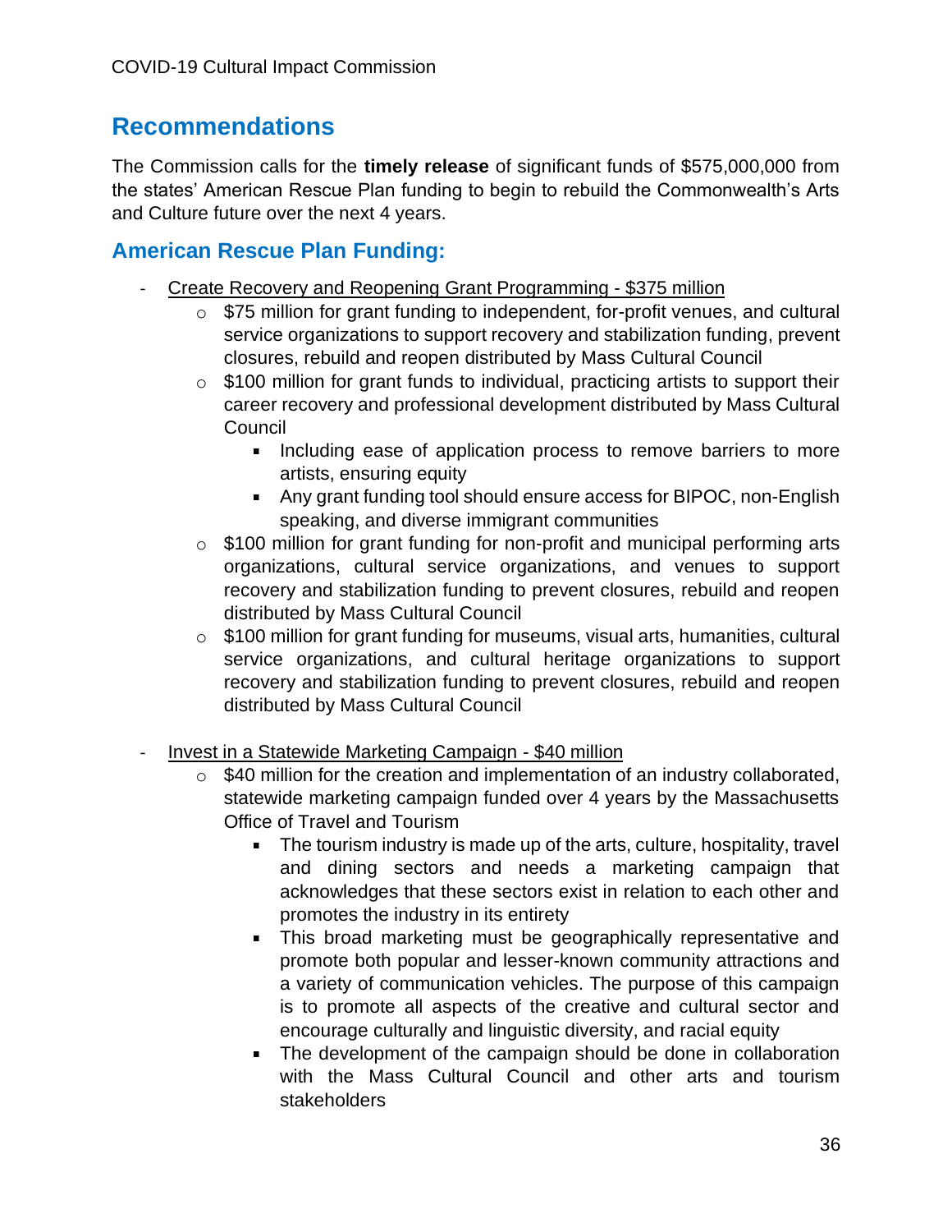## Recommendations

The Commission calls for the **timely release** of significant funds of $575,000,000 from the states' American Rescue Plan funding to begin to rebuild the Commonwealth's Arts and Culture future over the next 4 years.

### American Rescue Plan Funding:

- Create Recovery and Reopening Grant Programming - $375 million
  - $75 million for grant funding to independent, for-profit venues, and cultural service organizations to support recovery and stabilization funding, prevent closures, rebuild and reopen distributed by Mass Cultural Council
  - $100 million for grant funds to individual, practicing artists to support their career recovery and professional development distributed by Mass Cultural Council
    - Including ease of application process to remove barriers to more artists, ensuring equity
    - Any grant funding tool should ensure access for BIPOC, non-English speaking, and diverse immigrant communities
  - $100 million for grant funding for non-profit and municipal performing arts organizations, cultural service organizations, and venues to support recovery and stabilization funding to prevent closures, rebuild and reopen distributed by Mass Cultural Council
  - $100 million for grant funding for museums, visual arts, humanities, cultural service organizations, and cultural heritage organizations to support recovery and stabilization funding to prevent closures, rebuild and reopen distributed by Mass Cultural Council

- Invest in a Statewide Marketing Campaign - $40 million
  - $40 million for the creation and implementation of an industry collaborated, statewide marketing campaign funded over 4 years by the Massachusetts Office of Travel and Tourism
    - The tourism industry is made up of the arts, culture, hospitality, travel and dining sectors and needs a marketing campaign that acknowledges that these sectors exist in relation to each other and promotes the industry in its entirety
    - This broad marketing must be geographically representative and promote both popular and lesser-known community attractions and a variety of communication vehicles. The purpose of this campaign is to promote all aspects of the creative and cultural sector and encourage culturally and linguistic diversity, and racial equity
    - The development of the campaign should be done in collaboration with the Mass Cultural Council and other arts and tourism stakeholders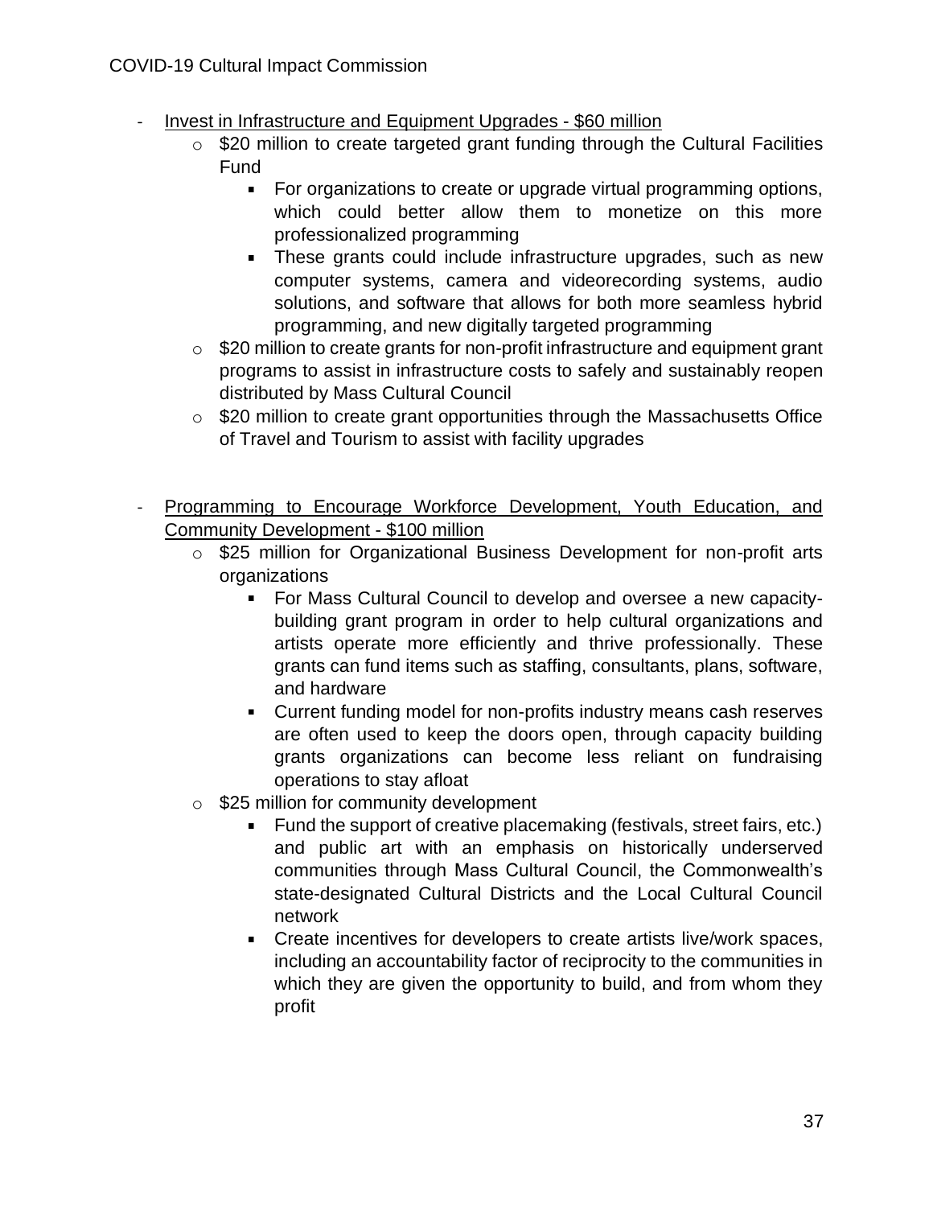- Invest in Infrastructure and Equipment Upgrades - $60 million
    - $20 million to create targeted grant funding through the Cultural Facilities Fund
        - For organizations to create or upgrade virtual programming options, which could better allow them to monetize on this more professionalized programming
        - These grants could include infrastructure upgrades, such as new computer systems, camera and videorecording systems, audio solutions, and software that allows for both more seamless hybrid programming, and new digitally targeted programming
    - $20 million to create grants for non-profit infrastructure and equipment grant programs to assist in infrastructure costs to safely and sustainably reopen distributed by Mass Cultural Council
    - $20 million to create grant opportunities through the Massachusetts Office of Travel and Tourism to assist with facility upgrades

- Programming to Encourage Workforce Development, Youth Education, and Community Development - $100 million
    - $25 million for Organizational Business Development for non-profit arts organizations
        - For Mass Cultural Council to develop and oversee a new capacity-building grant program in order to help cultural organizations and artists operate more efficiently and thrive professionally. These grants can fund items such as staffing, consultants, plans, software, and hardware
        - Current funding model for non-profits industry means cash reserves are often used to keep the doors open, through capacity building grants organizations can become less reliant on fundraising operations to stay afloat
    - $25 million for community development
        - Fund the support of creative placemaking (festivals, street fairs, etc.) and public art with an emphasis on historically underserved communities through Mass Cultural Council, the Commonwealth's state-designated Cultural Districts and the Local Cultural Council network
        - Create incentives for developers to create artists live/work spaces, including an accountability factor of reciprocity to the communities in which they are given the opportunity to build, and from whom they profit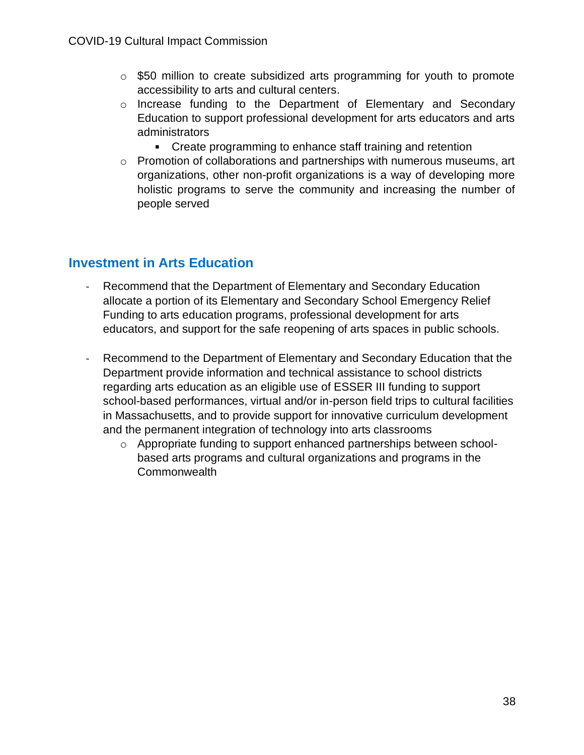- $50 million to create subsidized arts programming for youth to promote accessibility to arts and cultural centers.
  - Increase funding to the Department of Elementary and Secondary Education to support professional development for arts educators and arts administrators
    - Create programming to enhance staff training and retention
  - Promotion of collaborations and partnerships with numerous museums, art organizations, other non-profit organizations is a way of developing more holistic programs to serve the community and increasing the number of people served

## Investment in Arts Education

- Recommend that the Department of Elementary and Secondary Education allocate a portion of its Elementary and Secondary School Emergency Relief Funding to arts education programs, professional development for arts educators, and support for the safe reopening of arts spaces in public schools.

- Recommend to the Department of Elementary and Secondary Education that the Department provide information and technical assistance to school districts regarding arts education as an eligible use of ESSER III funding to support school-based performances, virtual and/or in-person field trips to cultural facilities in Massachusetts, and to provide support for innovative curriculum development and the permanent integration of technology into arts classrooms
  - Appropriate funding to support enhanced partnerships between school-based arts programs and cultural organizations and programs in the Commonwealth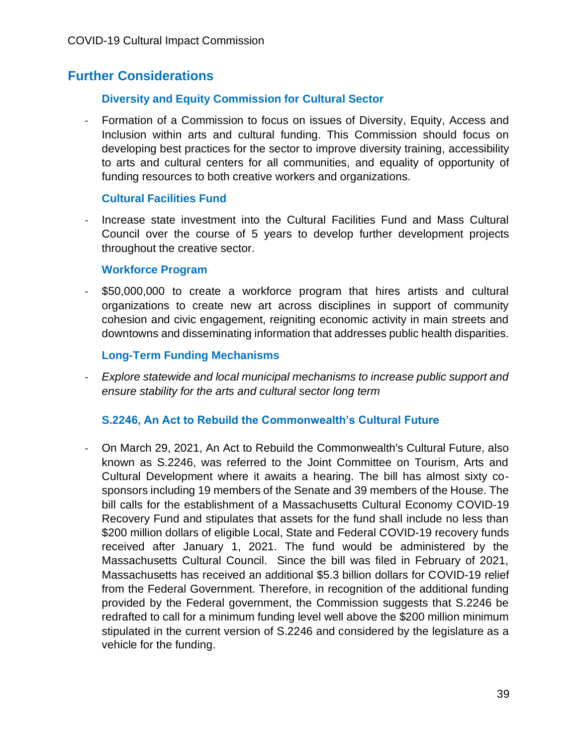## Further Considerations

### Diversity and Equity Commission for Cultural Sector

- Formation of a Commission to focus on issues of Diversity, Equity, Access and Inclusion within arts and cultural funding. This Commission should focus on developing best practices for the sector to improve diversity training, accessibility to arts and cultural centers for all communities, and equality of opportunity of funding resources to both creative workers and organizations.

### Cultural Facilities Fund

- Increase state investment into the Cultural Facilities Fund and Mass Cultural Council over the course of 5 years to develop further development projects throughout the creative sector.

### Workforce Program

- $50,000,000 to create a workforce program that hires artists and cultural organizations to create new art across disciplines in support of community cohesion and civic engagement, reigniting economic activity in main streets and downtowns and disseminating information that addresses public health disparities.

### Long-Term Funding Mechanisms

- *Explore statewide and local municipal mechanisms to increase public support and ensure stability for the arts and cultural sector long term*

### S.2246, An Act to Rebuild the Commonwealth's Cultural Future

- On March 29, 2021, An Act to Rebuild the Commonwealth's Cultural Future, also known as S.2246, was referred to the Joint Committee on Tourism, Arts and Cultural Development where it awaits a hearing. The bill has almost sixty co-sponsors including 19 members of the Senate and 39 members of the House. The bill calls for the establishment of a Massachusetts Cultural Economy COVID-19 Recovery Fund and stipulates that assets for the fund shall include no less than $200 million dollars of eligible Local, State and Federal COVID-19 recovery funds received after January 1, 2021. The fund would be administered by the Massachusetts Cultural Council. Since the bill was filed in February of 2021, Massachusetts has received an additional $5.3 billion dollars for COVID-19 relief from the Federal Government. Therefore, in recognition of the additional funding provided by the Federal government, the Commission suggests that S.2246 be redrafted to call for a minimum funding level well above the $200 million minimum stipulated in the current version of S.2246 and considered by the legislature as a vehicle for the funding.